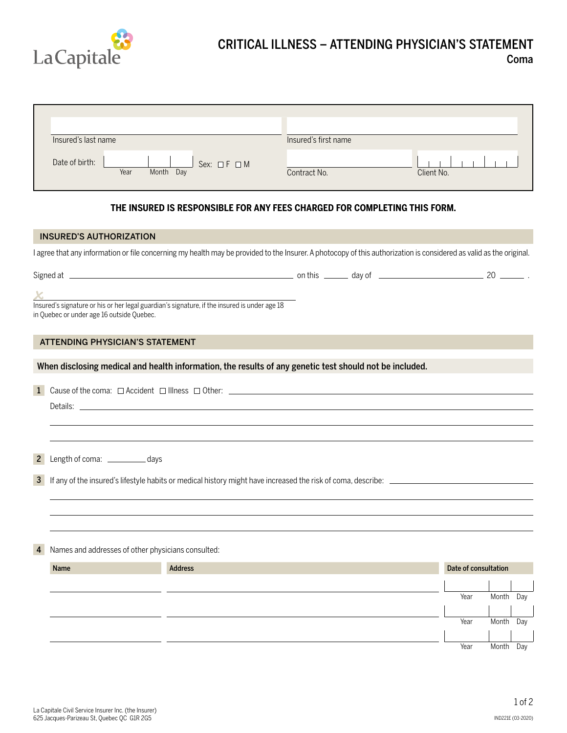La Capitale

# CRITICAL ILLNESS – ATTENDING PHYSICIAN'S STATEMENT

## Coma

| | |
|---|---|
| Insured's last name | Insured's first name |
| Date of birth: Year / Month / Day — Sex: ☐ F ☐ M | Contract No. — Client No. |

**THE INSURED IS RESPONSIBLE FOR ANY FEES CHARGED FOR COMPLETING THIS FORM.**

## INSURED'S AUTHORIZATION

I agree that any information or file concerning my health may be provided to the Insurer. A photocopy of this authorization is considered as valid as the original.

Signed at ______________________ on this ______ day of ______________________ 20 ______ .

X ______________________

Insured's signature or his or her legal guardian's signature, if the insured is under age 18 in Quebec or under age 16 outside Quebec.

## ATTENDING PHYSICIAN'S STATEMENT

**When disclosing medical and health information, the results of any genetic test should not be included.**

**1** Cause of the coma: ☐ Accident ☐ Illness ☐ Other: ______________________

Details: ______________________

**2** Length of coma: __________ days

**3** If any of the insured's lifestyle habits or medical history might have increased the risk of coma, describe: ______________________

**4** Names and addresses of other physicians consulted:

| Name | Address | Date of consultation (Year / Month / Day) |
|---|---|---|
| | | |
| | | |
| | | |

La Capitale Civil Service Insurer Inc. (the Insurer)
625 Jacques-Parizeau St, Quebec QC G1R 2G5

IND221E (03-2020)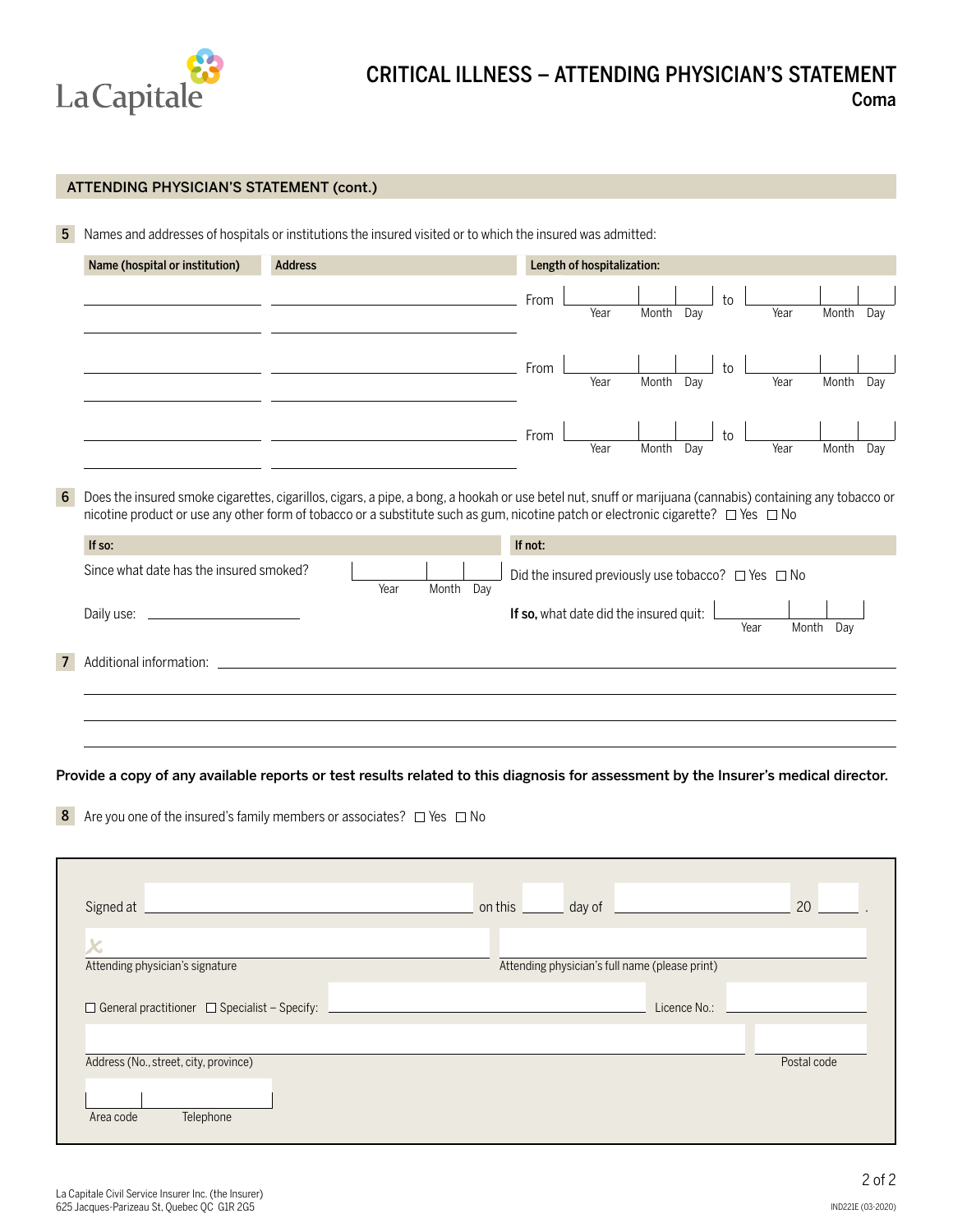# CRITICAL ILLNESS – ATTENDING PHYSICIAN'S STATEMENT

## Coma

### ATTENDING PHYSICIAN'S STATEMENT (cont.)

**5** Names and addresses of hospitals or institutions the insured visited or to which the insured was admitted:

| Name (hospital or institution) | Address | Length of hospitalization: |
|---|---|---|
| | | From Year Month Day to Year Month Day |
| | | From Year Month Day to Year Month Day |
| | | From Year Month Day to Year Month Day |

**6** Does the insured smoke cigarettes, cigarillos, cigars, a pipe, a bong, a hookah or use betel nut, snuff or marijuana (cannabis) containing any tobacco or nicotine product or use any other form of tobacco or a substitute such as gum, nicotine patch or electronic cigarette? ☐ Yes ☐ No

| If so: | If not: |
|---|---|
| Since what date has the insured smoked? Year Month Day | Did the insured previously use tobacco? ☐ Yes ☐ No |
| Daily use: ______________ | **If so,** what date did the insured quit: Year Month Day |

**7** Additional information: ____________________________________________

____________________________________________

____________________________________________

____________________________________________

**Provide a copy of any available reports or test results related to this diagnosis for assessment by the Insurer's medical director.**

**8** Are you one of the insured's family members or associates? ☐ Yes ☐ No

Signed at ______________________ on this ______ day of ______________________ 20 ______ .

X ______________________
Attending physician's signature

______________________
Attending physician's full name (please print)

☐ General practitioner ☐ Specialist – Specify: ______________________ Licence No.: ______________

______________________________________________ ______________
Address (No., street, city, province) Postal code

______ ______________
Area code Telephone

La Capitale Civil Service Insurer Inc. (the Insurer)
625 Jacques-Parizeau St, Quebec QC G1R 2G5

IND221E (03-2020)